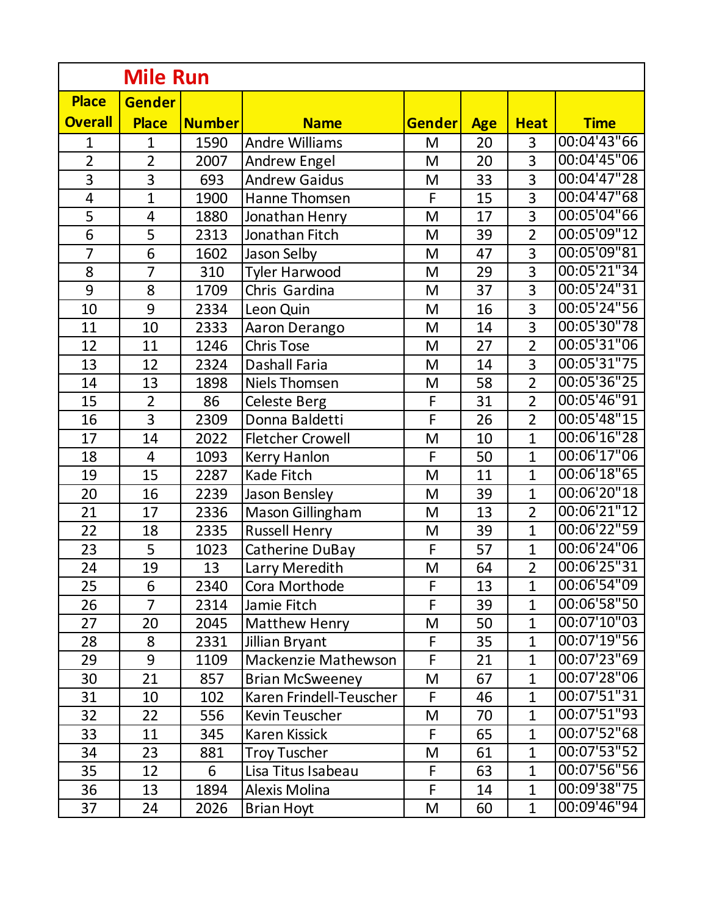# Mile Run

| Place Overall | Gender Place | Number | Name | Gender | Age | Heat | Time |
|---|---|---|---|---|---|---|---|
| 1 | 1 | 1590 | Andre Williams | M | 20 | 3 | 00:04'43"66 |
| 2 | 2 | 2007 | Andrew Engel | M | 20 | 3 | 00:04'45"06 |
| 3 | 3 | 693 | Andrew Gaidus | M | 33 | 3 | 00:04'47"28 |
| 4 | 1 | 1900 | Hanne Thomsen | F | 15 | 3 | 00:04'47"68 |
| 5 | 4 | 1880 | Jonathan Henry | M | 17 | 3 | 00:05'04"66 |
| 6 | 5 | 2313 | Jonathan Fitch | M | 39 | 2 | 00:05'09"12 |
| 7 | 6 | 1602 | Jason Selby | M | 47 | 3 | 00:05'09"81 |
| 8 | 7 | 310 | Tyler Harwood | M | 29 | 3 | 00:05'21"34 |
| 9 | 8 | 1709 | Chris Gardina | M | 37 | 3 | 00:05'24"31 |
| 10 | 9 | 2334 | Leon Quin | M | 16 | 3 | 00:05'24"56 |
| 11 | 10 | 2333 | Aaron Derango | M | 14 | 3 | 00:05'30"78 |
| 12 | 11 | 1246 | Chris Tose | M | 27 | 2 | 00:05'31"06 |
| 13 | 12 | 2324 | Dashall Faria | M | 14 | 3 | 00:05'31"75 |
| 14 | 13 | 1898 | Niels Thomsen | M | 58 | 2 | 00:05'36"25 |
| 15 | 2 | 86 | Celeste Berg | F | 31 | 2 | 00:05'46"91 |
| 16 | 3 | 2309 | Donna Baldetti | F | 26 | 2 | 00:05'48"15 |
| 17 | 14 | 2022 | Fletcher Crowell | M | 10 | 1 | 00:06'16"28 |
| 18 | 4 | 1093 | Kerry Hanlon | F | 50 | 1 | 00:06'17"06 |
| 19 | 15 | 2287 | Kade Fitch | M | 11 | 1 | 00:06'18"65 |
| 20 | 16 | 2239 | Jason Bensley | M | 39 | 1 | 00:06'20"18 |
| 21 | 17 | 2336 | Mason Gillingham | M | 13 | 2 | 00:06'21"12 |
| 22 | 18 | 2335 | Russell Henry | M | 39 | 1 | 00:06'22"59 |
| 23 | 5 | 1023 | Catherine DuBay | F | 57 | 1 | 00:06'24"06 |
| 24 | 19 | 13 | Larry Meredith | M | 64 | 2 | 00:06'25"31 |
| 25 | 6 | 2340 | Cora Morthode | F | 13 | 1 | 00:06'54"09 |
| 26 | 7 | 2314 | Jamie Fitch | F | 39 | 1 | 00:06'58"50 |
| 27 | 20 | 2045 | Matthew Henry | M | 50 | 1 | 00:07'10"03 |
| 28 | 8 | 2331 | Jillian Bryant | F | 35 | 1 | 00:07'19"56 |
| 29 | 9 | 1109 | Mackenzie Mathewson | F | 21 | 1 | 00:07'23"69 |
| 30 | 21 | 857 | Brian McSweeney | M | 67 | 1 | 00:07'28"06 |
| 31 | 10 | 102 | Karen Frindell-Teuscher | F | 46 | 1 | 00:07'51"31 |
| 32 | 22 | 556 | Kevin Teuscher | M | 70 | 1 | 00:07'51"93 |
| 33 | 11 | 345 | Karen Kissick | F | 65 | 1 | 00:07'52"68 |
| 34 | 23 | 881 | Troy Tuscher | M | 61 | 1 | 00:07'53"52 |
| 35 | 12 | 6 | Lisa Titus Isabeau | F | 63 | 1 | 00:07'56"56 |
| 36 | 13 | 1894 | Alexis Molina | F | 14 | 1 | 00:09'38"75 |
| 37 | 24 | 2026 | Brian Hoyt | M | 60 | 1 | 00:09'46"94 |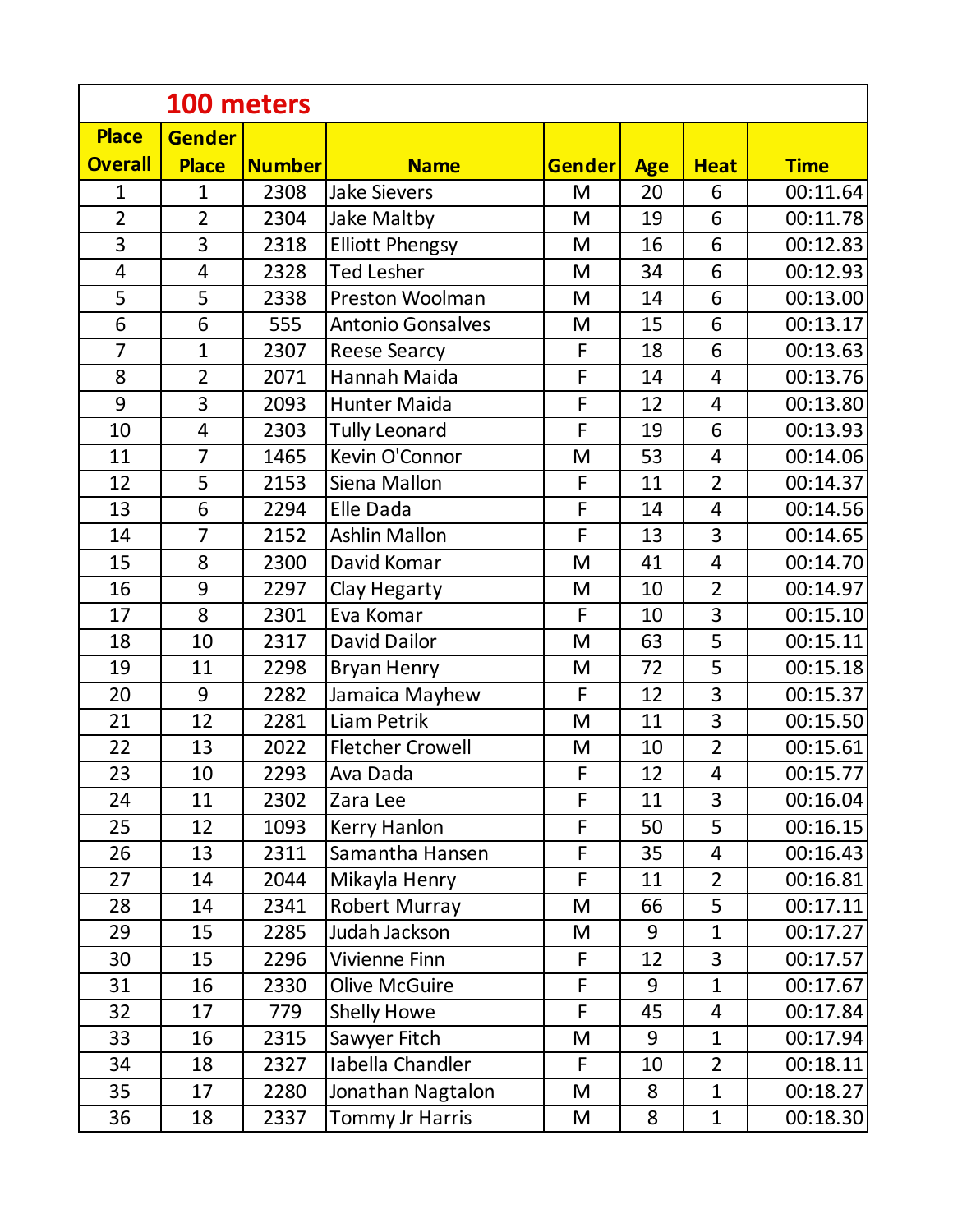## 100 meters

| Place Overall | Gender Place | Number | Name | Gender | Age | Heat | Time |
|---|---|---|---|---|---|---|---|
| 1 | 1 | 2308 | Jake Sievers | M | 20 | 6 | 00:11.64 |
| 2 | 2 | 2304 | Jake Maltby | M | 19 | 6 | 00:11.78 |
| 3 | 3 | 2318 | Elliott Phengsy | M | 16 | 6 | 00:12.83 |
| 4 | 4 | 2328 | Ted Lesher | M | 34 | 6 | 00:12.93 |
| 5 | 5 | 2338 | Preston Woolman | M | 14 | 6 | 00:13.00 |
| 6 | 6 | 555 | Antonio Gonsalves | M | 15 | 6 | 00:13.17 |
| 7 | 1 | 2307 | Reese Searcy | F | 18 | 6 | 00:13.63 |
| 8 | 2 | 2071 | Hannah Maida | F | 14 | 4 | 00:13.76 |
| 9 | 3 | 2093 | Hunter Maida | F | 12 | 4 | 00:13.80 |
| 10 | 4 | 2303 | Tully Leonard | F | 19 | 6 | 00:13.93 |
| 11 | 7 | 1465 | Kevin O'Connor | M | 53 | 4 | 00:14.06 |
| 12 | 5 | 2153 | Siena Mallon | F | 11 | 2 | 00:14.37 |
| 13 | 6 | 2294 | Elle Dada | F | 14 | 4 | 00:14.56 |
| 14 | 7 | 2152 | Ashlin Mallon | F | 13 | 3 | 00:14.65 |
| 15 | 8 | 2300 | David Komar | M | 41 | 4 | 00:14.70 |
| 16 | 9 | 2297 | Clay Hegarty | M | 10 | 2 | 00:14.97 |
| 17 | 8 | 2301 | Eva Komar | F | 10 | 3 | 00:15.10 |
| 18 | 10 | 2317 | David Dailor | M | 63 | 5 | 00:15.11 |
| 19 | 11 | 2298 | Bryan Henry | M | 72 | 5 | 00:15.18 |
| 20 | 9 | 2282 | Jamaica Mayhew | F | 12 | 3 | 00:15.37 |
| 21 | 12 | 2281 | Liam Petrik | M | 11 | 3 | 00:15.50 |
| 22 | 13 | 2022 | Fletcher Crowell | M | 10 | 2 | 00:15.61 |
| 23 | 10 | 2293 | Ava Dada | F | 12 | 4 | 00:15.77 |
| 24 | 11 | 2302 | Zara Lee | F | 11 | 3 | 00:16.04 |
| 25 | 12 | 1093 | Kerry Hanlon | F | 50 | 5 | 00:16.15 |
| 26 | 13 | 2311 | Samantha Hansen | F | 35 | 4 | 00:16.43 |
| 27 | 14 | 2044 | Mikayla Henry | F | 11 | 2 | 00:16.81 |
| 28 | 14 | 2341 | Robert Murray | M | 66 | 5 | 00:17.11 |
| 29 | 15 | 2285 | Judah Jackson | M | 9 | 1 | 00:17.27 |
| 30 | 15 | 2296 | Vivienne Finn | F | 12 | 3 | 00:17.57 |
| 31 | 16 | 2330 | Olive McGuire | F | 9 | 1 | 00:17.67 |
| 32 | 17 | 779 | Shelly Howe | F | 45 | 4 | 00:17.84 |
| 33 | 16 | 2315 | Sawyer Fitch | M | 9 | 1 | 00:17.94 |
| 34 | 18 | 2327 | Iabella Chandler | F | 10 | 2 | 00:18.11 |
| 35 | 17 | 2280 | Jonathan Nagtalon | M | 8 | 1 | 00:18.27 |
| 36 | 18 | 2337 | Tommy Jr Harris | M | 8 | 1 | 00:18.30 |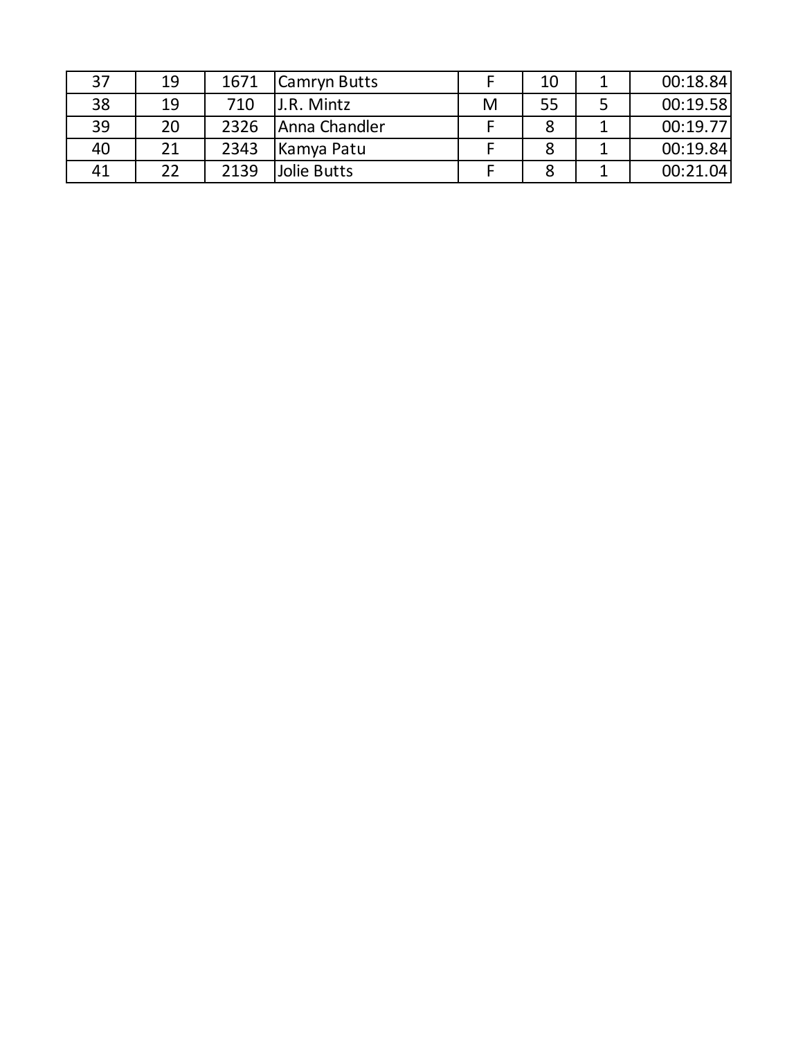| | | | | | | | |
|---|---|---|---|---|---|---|---|
| 37 | 19 | 1671 | Camryn Butts | F | 10 | 1 | 00:18.84 |
| 38 | 19 | 710 | J.R. Mintz | M | 55 | 5 | 00:19.58 |
| 39 | 20 | 2326 | Anna Chandler | F | 8 | 1 | 00:19.77 |
| 40 | 21 | 2343 | Kamya Patu | F | 8 | 1 | 00:19.84 |
| 41 | 22 | 2139 | Jolie Butts | F | 8 | 1 | 00:21.04 |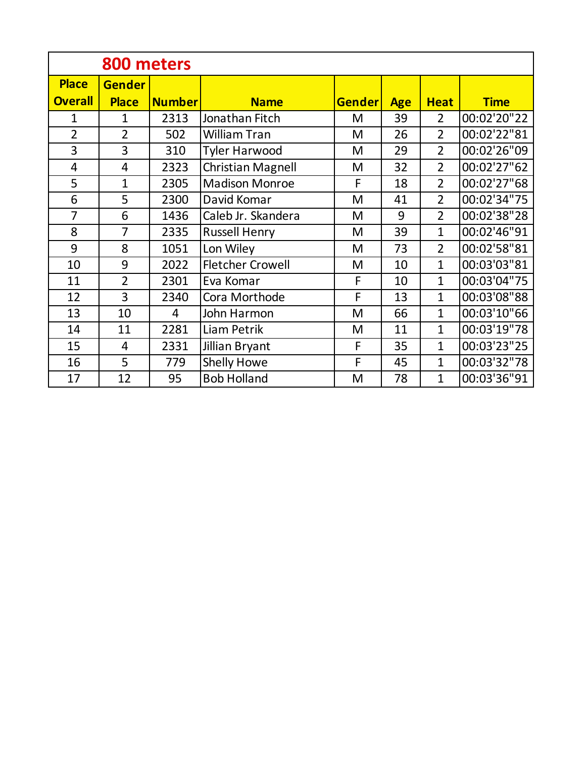## 800 meters

| Place Overall | Gender Place | Number | Name | Gender | Age | Heat | Time |
|---|---|---|---|---|---|---|---|
| 1 | 1 | 2313 | Jonathan Fitch | M | 39 | 2 | 00:02'20"22 |
| 2 | 2 | 502 | William Tran | M | 26 | 2 | 00:02'22"81 |
| 3 | 3 | 310 | Tyler Harwood | M | 29 | 2 | 00:02'26"09 |
| 4 | 4 | 2323 | Christian Magnell | M | 32 | 2 | 00:02'27"62 |
| 5 | 1 | 2305 | Madison Monroe | F | 18 | 2 | 00:02'27"68 |
| 6 | 5 | 2300 | David Komar | M | 41 | 2 | 00:02'34"75 |
| 7 | 6 | 1436 | Caleb Jr. Skandera | M | 9 | 2 | 00:02'38"28 |
| 8 | 7 | 2335 | Russell Henry | M | 39 | 1 | 00:02'46"91 |
| 9 | 8 | 1051 | Lon Wiley | M | 73 | 2 | 00:02'58"81 |
| 10 | 9 | 2022 | Fletcher Crowell | M | 10 | 1 | 00:03'03"81 |
| 11 | 2 | 2301 | Eva Komar | F | 10 | 1 | 00:03'04"75 |
| 12 | 3 | 2340 | Cora Morthode | F | 13 | 1 | 00:03'08"88 |
| 13 | 10 | 4 | John Harmon | M | 66 | 1 | 00:03'10"66 |
| 14 | 11 | 2281 | Liam Petrik | M | 11 | 1 | 00:03'19"78 |
| 15 | 4 | 2331 | Jillian Bryant | F | 35 | 1 | 00:03'23"25 |
| 16 | 5 | 779 | Shelly Howe | F | 45 | 1 | 00:03'32"78 |
| 17 | 12 | 95 | Bob Holland | M | 78 | 1 | 00:03'36"91 |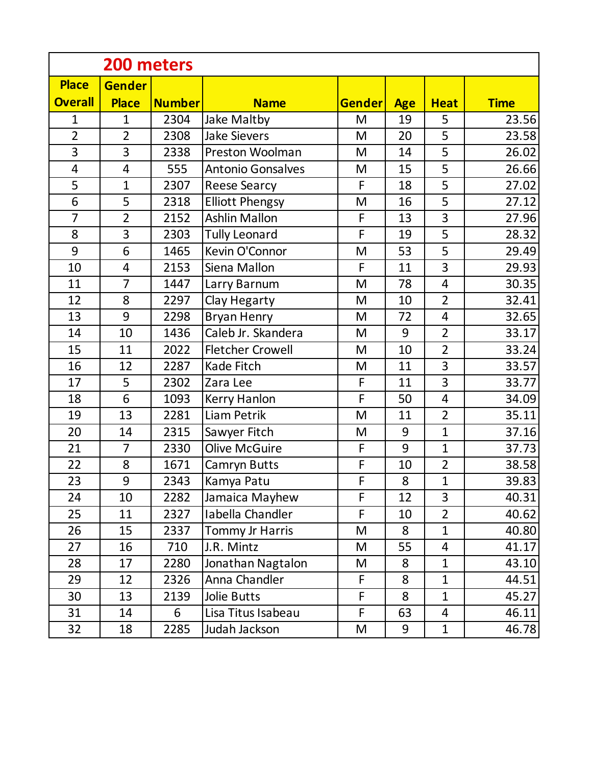## 200 meters

| Place Overall | Gender Place | Number | Name | Gender | Age | Heat | Time |
|---|---|---|---|---|---|---|---|
| 1 | 1 | 2304 | Jake Maltby | M | 19 | 5 | 23.56 |
| 2 | 2 | 2308 | Jake Sievers | M | 20 | 5 | 23.58 |
| 3 | 3 | 2338 | Preston Woolman | M | 14 | 5 | 26.02 |
| 4 | 4 | 555 | Antonio Gonsalves | M | 15 | 5 | 26.66 |
| 5 | 1 | 2307 | Reese Searcy | F | 18 | 5 | 27.02 |
| 6 | 5 | 2318 | Elliott Phengsy | M | 16 | 5 | 27.12 |
| 7 | 2 | 2152 | Ashlin Mallon | F | 13 | 3 | 27.96 |
| 8 | 3 | 2303 | Tully Leonard | F | 19 | 5 | 28.32 |
| 9 | 6 | 1465 | Kevin O'Connor | M | 53 | 5 | 29.49 |
| 10 | 4 | 2153 | Siena Mallon | F | 11 | 3 | 29.93 |
| 11 | 7 | 1447 | Larry Barnum | M | 78 | 4 | 30.35 |
| 12 | 8 | 2297 | Clay Hegarty | M | 10 | 2 | 32.41 |
| 13 | 9 | 2298 | Bryan Henry | M | 72 | 4 | 32.65 |
| 14 | 10 | 1436 | Caleb Jr. Skandera | M | 9 | 2 | 33.17 |
| 15 | 11 | 2022 | Fletcher Crowell | M | 10 | 2 | 33.24 |
| 16 | 12 | 2287 | Kade Fitch | M | 11 | 3 | 33.57 |
| 17 | 5 | 2302 | Zara Lee | F | 11 | 3 | 33.77 |
| 18 | 6 | 1093 | Kerry Hanlon | F | 50 | 4 | 34.09 |
| 19 | 13 | 2281 | Liam Petrik | M | 11 | 2 | 35.11 |
| 20 | 14 | 2315 | Sawyer Fitch | M | 9 | 1 | 37.16 |
| 21 | 7 | 2330 | Olive McGuire | F | 9 | 1 | 37.73 |
| 22 | 8 | 1671 | Camryn Butts | F | 10 | 2 | 38.58 |
| 23 | 9 | 2343 | Kamya Patu | F | 8 | 1 | 39.83 |
| 24 | 10 | 2282 | Jamaica Mayhew | F | 12 | 3 | 40.31 |
| 25 | 11 | 2327 | Iabella Chandler | F | 10 | 2 | 40.62 |
| 26 | 15 | 2337 | Tommy Jr Harris | M | 8 | 1 | 40.80 |
| 27 | 16 | 710 | J.R. Mintz | M | 55 | 4 | 41.17 |
| 28 | 17 | 2280 | Jonathan Nagtalon | M | 8 | 1 | 43.10 |
| 29 | 12 | 2326 | Anna Chandler | F | 8 | 1 | 44.51 |
| 30 | 13 | 2139 | Jolie Butts | F | 8 | 1 | 45.27 |
| 31 | 14 | 6 | Lisa Titus Isabeau | F | 63 | 4 | 46.11 |
| 32 | 18 | 2285 | Judah Jackson | M | 9 | 1 | 46.78 |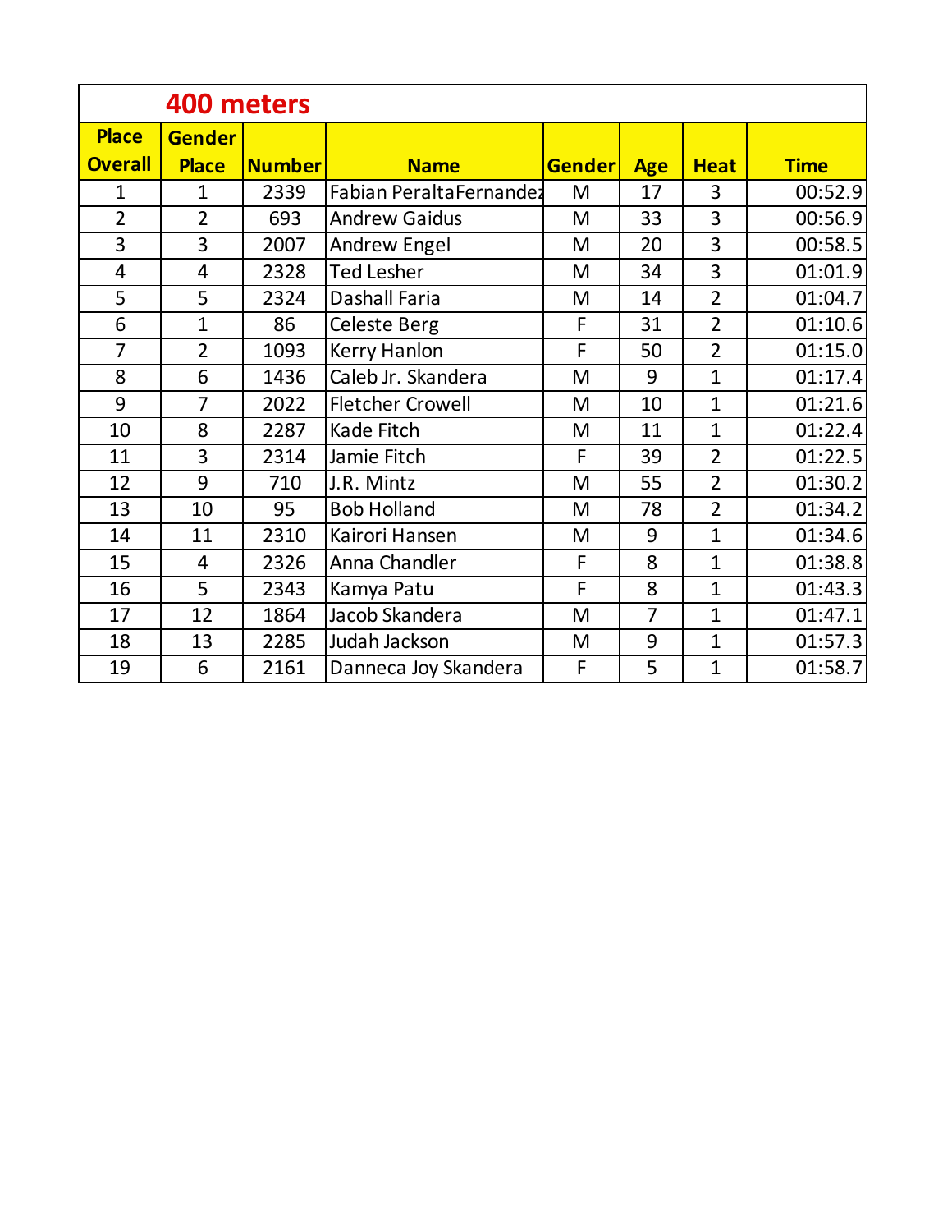## 400 meters

| Place Overall | Gender Place | Number | Name | Gender | Age | Heat | Time |
|---|---|---|---|---|---|---|---|
| 1 | 1 | 2339 | Fabian PeraltaFernandez | M | 17 | 3 | 00:52.9 |
| 2 | 2 | 693 | Andrew Gaidus | M | 33 | 3 | 00:56.9 |
| 3 | 3 | 2007 | Andrew Engel | M | 20 | 3 | 00:58.5 |
| 4 | 4 | 2328 | Ted Lesher | M | 34 | 3 | 01:01.9 |
| 5 | 5 | 2324 | Dashall Faria | M | 14 | 2 | 01:04.7 |
| 6 | 1 | 86 | Celeste Berg | F | 31 | 2 | 01:10.6 |
| 7 | 2 | 1093 | Kerry Hanlon | F | 50 | 2 | 01:15.0 |
| 8 | 6 | 1436 | Caleb Jr. Skandera | M | 9 | 1 | 01:17.4 |
| 9 | 7 | 2022 | Fletcher Crowell | M | 10 | 1 | 01:21.6 |
| 10 | 8 | 2287 | Kade Fitch | M | 11 | 1 | 01:22.4 |
| 11 | 3 | 2314 | Jamie Fitch | F | 39 | 2 | 01:22.5 |
| 12 | 9 | 710 | J.R. Mintz | M | 55 | 2 | 01:30.2 |
| 13 | 10 | 95 | Bob Holland | M | 78 | 2 | 01:34.2 |
| 14 | 11 | 2310 | Kairori Hansen | M | 9 | 1 | 01:34.6 |
| 15 | 4 | 2326 | Anna Chandler | F | 8 | 1 | 01:38.8 |
| 16 | 5 | 2343 | Kamya Patu | F | 8 | 1 | 01:43.3 |
| 17 | 12 | 1864 | Jacob Skandera | M | 7 | 1 | 01:47.1 |
| 18 | 13 | 2285 | Judah Jackson | M | 9 | 1 | 01:57.3 |
| 19 | 6 | 2161 | Danneca Joy Skandera | F | 5 | 1 | 01:58.7 |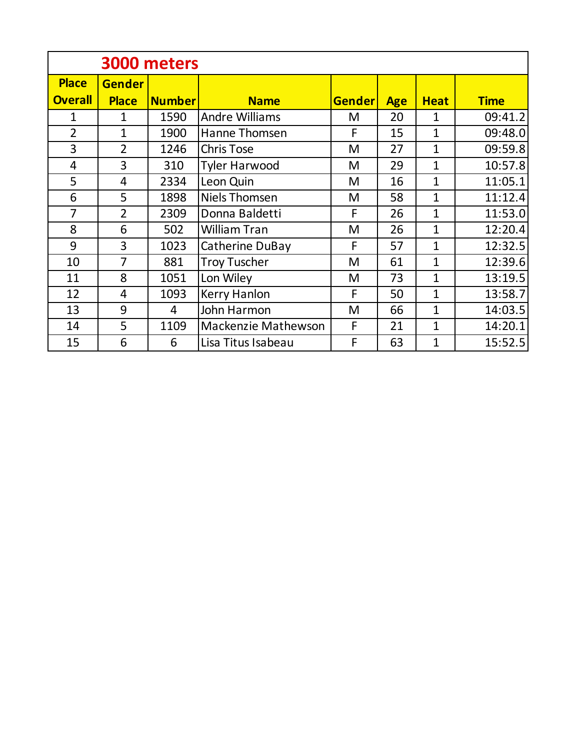## 3000 meters

| Place Overall | Gender Place | Number | Name | Gender | Age | Heat | Time |
|---|---|---|---|---|---|---|---|
| 1 | 1 | 1590 | Andre Williams | M | 20 | 1 | 09:41.2 |
| 2 | 1 | 1900 | Hanne Thomsen | F | 15 | 1 | 09:48.0 |
| 3 | 2 | 1246 | Chris Tose | M | 27 | 1 | 09:59.8 |
| 4 | 3 | 310 | Tyler Harwood | M | 29 | 1 | 10:57.8 |
| 5 | 4 | 2334 | Leon Quin | M | 16 | 1 | 11:05.1 |
| 6 | 5 | 1898 | Niels Thomsen | M | 58 | 1 | 11:12.4 |
| 7 | 2 | 2309 | Donna Baldetti | F | 26 | 1 | 11:53.0 |
| 8 | 6 | 502 | William Tran | M | 26 | 1 | 12:20.4 |
| 9 | 3 | 1023 | Catherine DuBay | F | 57 | 1 | 12:32.5 |
| 10 | 7 | 881 | Troy Tuscher | M | 61 | 1 | 12:39.6 |
| 11 | 8 | 1051 | Lon Wiley | M | 73 | 1 | 13:19.5 |
| 12 | 4 | 1093 | Kerry Hanlon | F | 50 | 1 | 13:58.7 |
| 13 | 9 | 4 | John Harmon | M | 66 | 1 | 14:03.5 |
| 14 | 5 | 1109 | Mackenzie Mathewson | F | 21 | 1 | 14:20.1 |
| 15 | 6 | 6 | Lisa Titus Isabeau | F | 63 | 1 | 15:52.5 |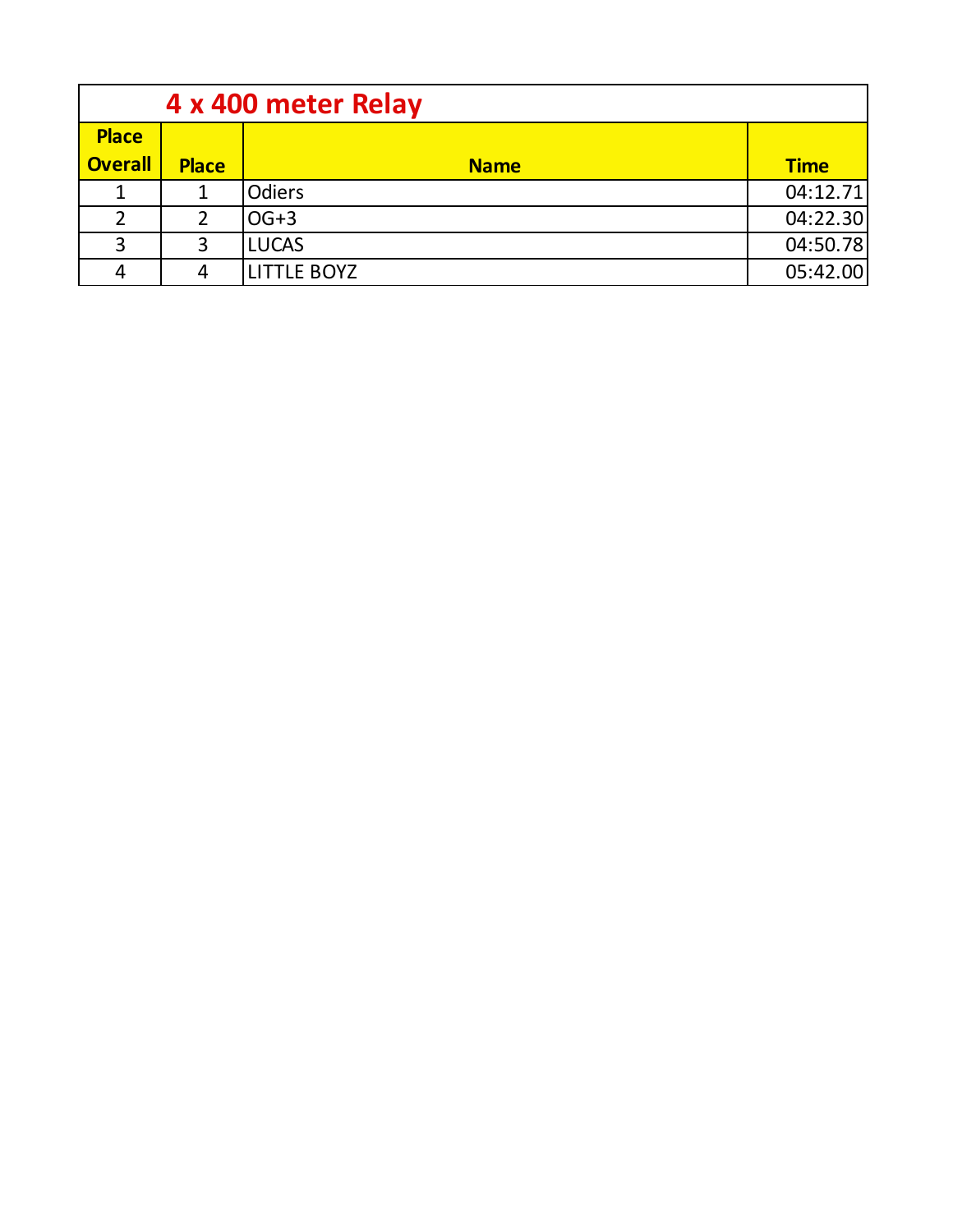## 4 x 400 meter Relay

| Place Overall | Place | Name | Time |
|---|---|---|---|
| 1 | 1 | Odiers | 04:12.71 |
| 2 | 2 | OG+3 | 04:22.30 |
| 3 | 3 | LUCAS | 04:50.78 |
| 4 | 4 | LITTLE BOYZ | 05:42.00 |